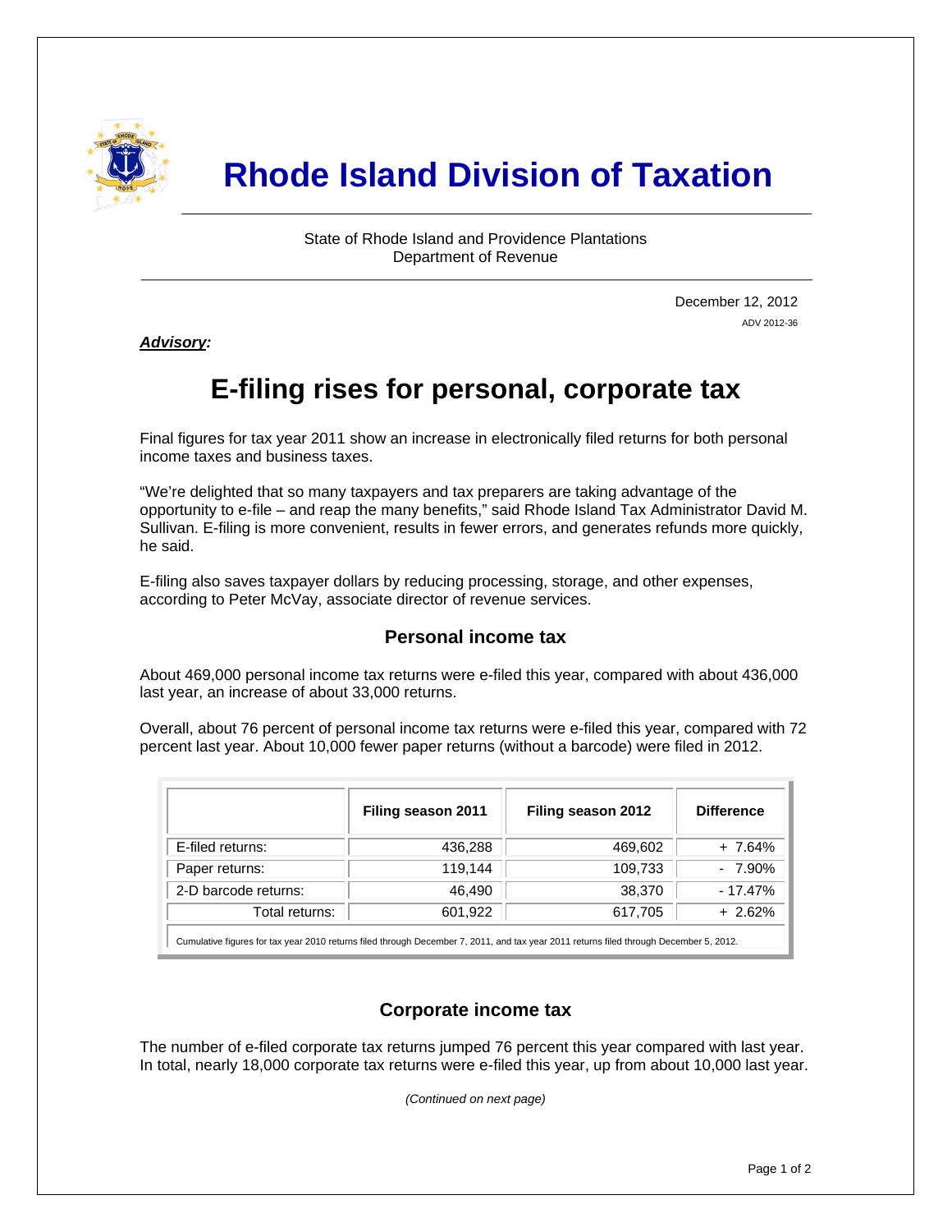# Rhode Island Division of Taxation

State of Rhode Island and Providence Plantations
Department of Revenue

December 12, 2012
ADV 2012-36

***Advisory:***

## E-filing rises for personal, corporate tax

Final figures for tax year 2011 show an increase in electronically filed returns for both personal income taxes and business taxes.

"We're delighted that so many taxpayers and tax preparers are taking advantage of the opportunity to e-file – and reap the many benefits," said Rhode Island Tax Administrator David M. Sullivan. E-filing is more convenient, results in fewer errors, and generates refunds more quickly, he said.

E-filing also saves taxpayer dollars by reducing processing, storage, and other expenses, according to Peter McVay, associate director of revenue services.

### Personal income tax

About 469,000 personal income tax returns were e-filed this year, compared with about 436,000 last year, an increase of about 33,000 returns.

Overall, about 76 percent of personal income tax returns were e-filed this year, compared with 72 percent last year. About 10,000 fewer paper returns (without a barcode) were filed in 2012.

| | Filing season 2011 | Filing season 2012 | Difference |
|---|---|---|---|
| E-filed returns: | 436,288 | 469,602 | + 7.64% |
| Paper returns: | 119,144 | 109,733 | - 7.90% |
| 2-D barcode returns: | 46,490 | 38,370 | - 17.47% |
| Total returns: | 601,922 | 617,705 | + 2.62% |

Cumulative figures for tax year 2010 returns filed through December 7, 2011, and tax year 2011 returns filed through December 5, 2012.

### Corporate income tax

The number of e-filed corporate tax returns jumped 76 percent this year compared with last year. In total, nearly 18,000 corporate tax returns were e-filed this year, up from about 10,000 last year.

*(Continued on next page)*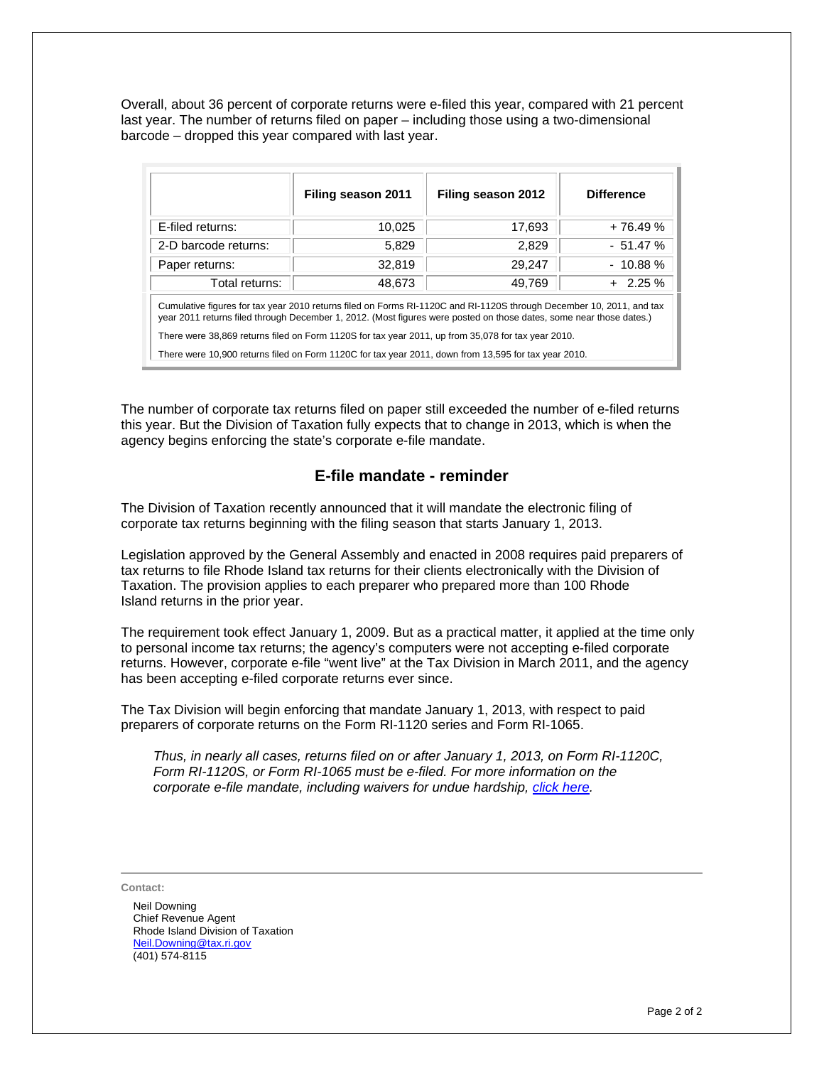Overall, about 36 percent of corporate returns were e-filed this year, compared with 21 percent last year. The number of returns filed on paper – including those using a two-dimensional barcode – dropped this year compared with last year.

| | Filing season 2011 | Filing season 2012 | Difference |
|---|---|---|---|
| E-filed returns: | 10,025 | 17,693 | + 76.49 % |
| 2-D barcode returns: | 5,829 | 2,829 | - 51.47 % |
| Paper returns: | 32,819 | 29,247 | - 10.88 % |
| Total returns: | 48,673 | 49,769 | + 2.25 % |

Cumulative figures for tax year 2010 returns filed on Forms RI-1120C and RI-1120S through December 10, 2011, and tax year 2011 returns filed through December 1, 2012. (Most figures were posted on those dates, some near those dates.)

There were 38,869 returns filed on Form 1120S for tax year 2011, up from 35,078 for tax year 2010.

There were 10,900 returns filed on Form 1120C for tax year 2011, down from 13,595 for tax year 2010.

The number of corporate tax returns filed on paper still exceeded the number of e-filed returns this year. But the Division of Taxation fully expects that to change in 2013, which is when the agency begins enforcing the state's corporate e-file mandate.

## E-file mandate - reminder

The Division of Taxation recently announced that it will mandate the electronic filing of corporate tax returns beginning with the filing season that starts January 1, 2013.

Legislation approved by the General Assembly and enacted in 2008 requires paid preparers of tax returns to file Rhode Island tax returns for their clients electronically with the Division of Taxation. The provision applies to each preparer who prepared more than 100 Rhode Island returns in the prior year.

The requirement took effect January 1, 2009. But as a practical matter, it applied at the time only to personal income tax returns; the agency's computers were not accepting e-filed corporate returns. However, corporate e-file "went live" at the Tax Division in March 2011, and the agency has been accepting e-filed corporate returns ever since.

The Tax Division will begin enforcing that mandate January 1, 2013, with respect to paid preparers of corporate returns on the Form RI-1120 series and Form RI-1065.

*Thus, in nearly all cases, returns filed on or after January 1, 2013, on Form RI-1120C, Form RI-1120S, or Form RI-1065 must be e-filed. For more information on the corporate e-file mandate, including waivers for undue hardship, [click here](click here).*

---

**Contact:**

Neil Downing
Chief Revenue Agent
Rhode Island Division of Taxation
[Neil.Downing@tax.ri.gov](mailto:Neil.Downing@tax.ri.gov)
(401) 574-8115